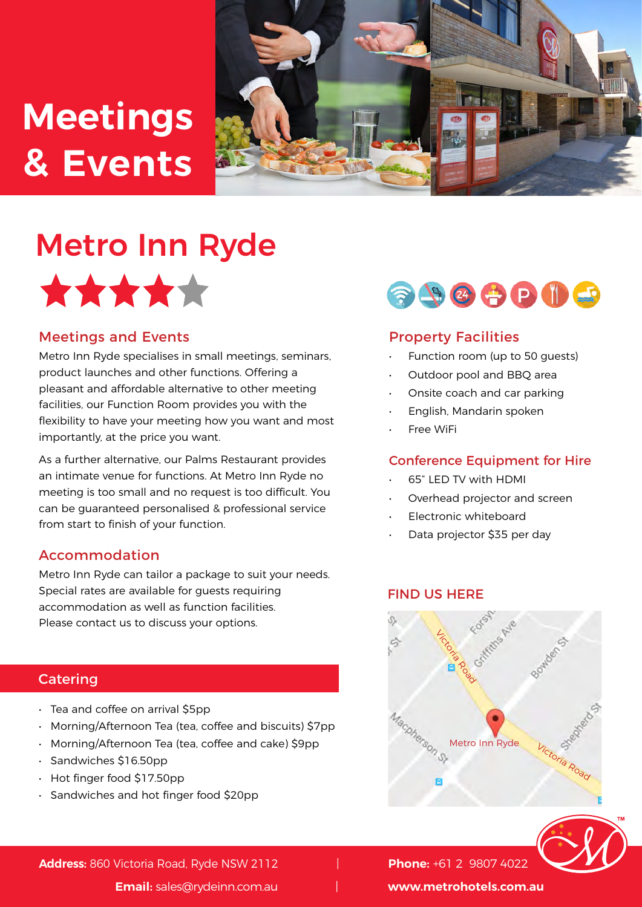# Meetings & Events

# Metro Inn Ryde

★★★★

## Meetings and Events

Metro Inn Ryde specialises in small meetings, seminars, product launches and other functions. Offering a pleasant and affordable alternative to other meeting facilities, our Function Room provides you with the flexibility to have your meeting how you want and most importantly, at the price you want.

As a further alternative, our Palms Restaurant provides an intimate venue for functions. At Metro Inn Ryde no meeting is too small and no request is too difficult. You can be guaranteed personalised & professional service from start to finish of your function.

## Accommodation

Metro Inn Ryde can tailor a package to suit your needs. Special rates are available for guests requiring accommodation as well as function facilities. Please contact us to discuss your options.

## Catering

- Tea and coffee on arrival $5pp
- Morning/Afternoon Tea (tea, coffee and biscuits) $7pp
- Morning/Afternoon Tea (tea, coffee and cake) $9pp
- Sandwiches $16.50pp
- Hot finger food $17.50pp
- Sandwiches and hot finger food $20pp

## Property Facilities

- Function room (up to 50 guests)
- Outdoor pool and BBQ area
- Onsite coach and car parking
- English, Mandarin spoken
- Free WiFi

## Conference Equipment for Hire

- 65" LED TV with HDMI
- Overhead projector and screen
- Electronic whiteboard
- Data projector $35 per day

## FIND US HERE

Metro Inn Ryde

**Address:** 860 Victoria Road, Ryde NSW 2112 | **Phone:** +61 2 9807 4022

**Email:** sales@rydeinn.com.au | **www.metrohotels.com.au**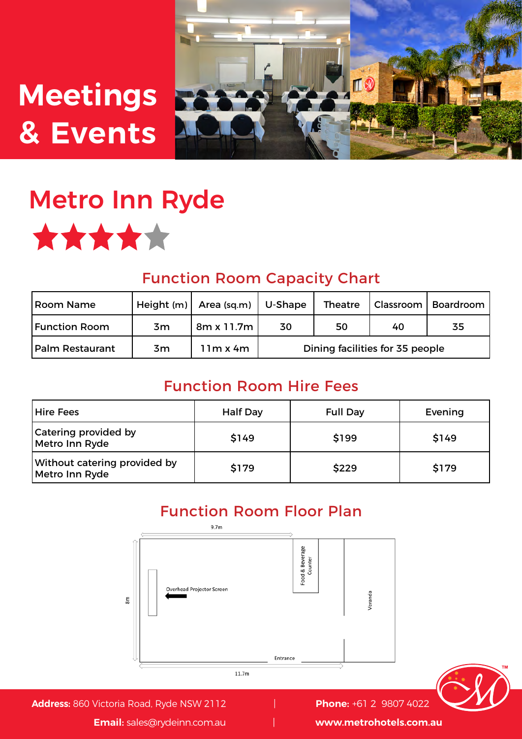# Meetings & Events

## Metro Inn Ryde

★★★★

### Function Room Capacity Chart

| Room Name | Height (m) | Area (sq.m) | U-Shape | Theatre | Classroom | Boardroom |
|---|---|---|---|---|---|---|
| Function Room | 3m | 8m x 11.7m | 30 | 50 | 40 | 35 |
| Palm Restaurant | 3m | 11m x 4m | Dining facilities for 35 people | | | |

### Function Room Hire Fees

| Hire Fees | Half Day | Full Day | Evening |
|---|---|---|---|
| Catering provided by Metro Inn Ryde | $149 | $199 | $149 |
| Without catering provided by Metro Inn Ryde | $179 | $229 | $179 |

### Function Room Floor Plan

9.7m

8m

Food & Beverage Counter

Overhead Projector Screen

Veranda

Entrance

11.7m

**Address:** 860 Victoria Road, Ryde NSW 2112 | **Phone:** +61 2 9807 4022

**Email:** sales@rydeinn.com.au | **www.metrohotels.com.au**